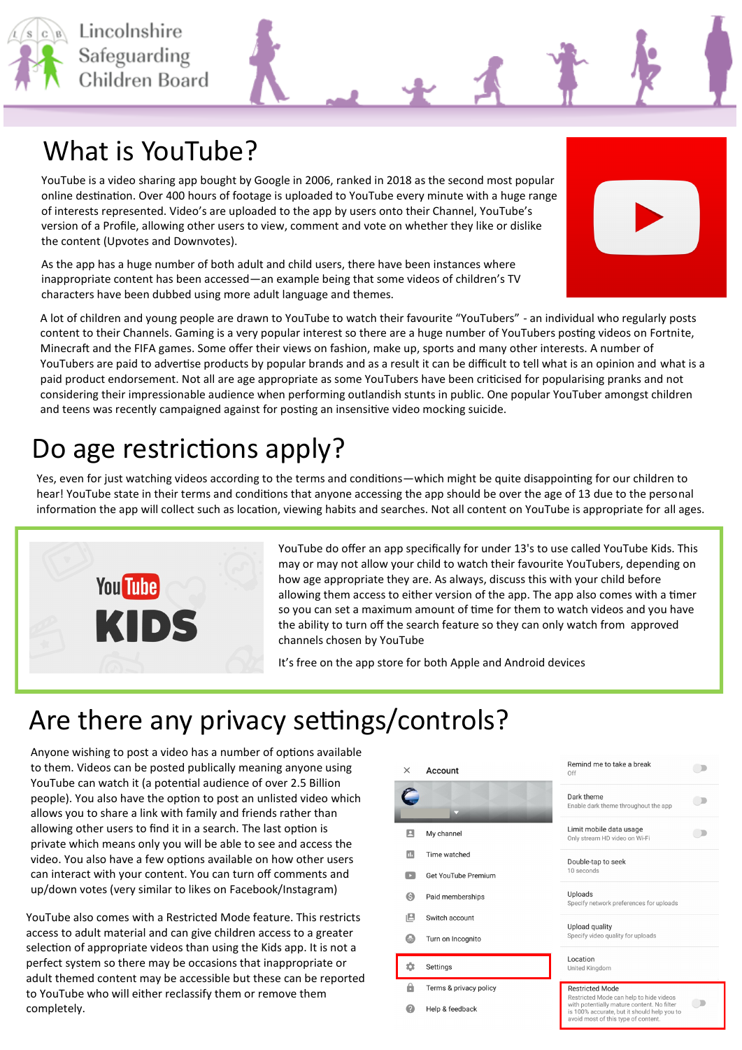Lincolnshire Safeguarding Children Board

# What is YouTube?

YouTube is a video sharing app bought by Google in 2006, ranked in 2018 as the second most popular online destination. Over 400 hours of footage is uploaded to YouTube every minute with a huge range of interests represented. Video's are uploaded to the app by users onto their Channel, YouTube's version of a Profile, allowing other users to view, comment and vote on whether they like or dislike the content (Upvotes and Downvotes).

As the app has a huge number of both adult and child users, there have been instances where inappropriate content has been accessed—an example being that some videos of children's TV characters have been dubbed using more adult language and themes.

A lot of children and young people are drawn to YouTube to watch their favourite "YouTubers" - an individual who regularly posts content to their Channels. Gaming is a very popular interest so there are a huge number of YouTubers posting videos on Fortnite, Minecraft and the FIFA games. Some offer their views on fashion, make up, sports and many other interests. A number of YouTubers are paid to advertise products by popular brands and as a result it can be difficult to tell what is an opinion and what is a paid product endorsement. Not all are age appropriate as some YouTubers have been criticised for popularising pranks and not considering their impressionable audience when performing outlandish stunts in public. One popular YouTuber amongst children and teens was recently campaigned against for posting an insensitive video mocking suicide.

# Do age restrictions apply?

Yes, even for just watching videos according to the terms and conditions—which might be quite disappointing for our children to hear! YouTube state in their terms and conditions that anyone accessing the app should be over the age of 13 due to the personal information the app will collect such as location, viewing habits and searches. Not all content on YouTube is appropriate for all ages.

YouTube KIDS

YouTube do offer an app specifically for under 13's to use called YouTube Kids. This may or may not allow your child to watch their favourite YouTubers, depending on how age appropriate they are. As always, discuss this with your child before allowing them access to either version of the app. The app also comes with a timer so you can set a maximum amount of time for them to watch videos and you have the ability to turn off the search feature so they can only watch from approved channels chosen by YouTube

It's free on the app store for both Apple and Android devices

# Are there any privacy settings/controls?

Anyone wishing to post a video has a number of options available to them. Videos can be posted publically meaning anyone using YouTube can watch it (a potential audience of over 2.5 Billion people). You also have the option to post an unlisted video which allows you to share a link with family and friends rather than allowing other users to find it in a search. The last option is private which means only you will be able to see and access the video. You also have a few options available on how other users can interact with your content. You can turn off comments and up/down votes (very similar to likes on Facebook/Instagram)

YouTube also comes with a Restricted Mode feature. This restricts access to adult material and can give children access to a greater selection of appropriate videos than using the Kids app. It is not a perfect system so there may be occasions that inappropriate or adult themed content may be accessible but these can be reported to YouTube who will either reclassify them or remove them completely.

Account
My channel
Time watched
Get YouTube Premium
Paid memberships
Switch account
Turn on Incognito
Settings
Terms & privacy policy
Help & feedback

Remind me to take a break
Off
Dark theme
Enable dark theme throughout the app
Limit mobile data usage
Only stream HD video on Wi-Fi
Double-tap to seek
10 seconds
Uploads
Specify network preferences for uploads
Upload quality
Specify video quality for uploads
Location
United Kingdom
Restricted Mode
Restricted Mode can help to hide videos with potentially mature content. No filter is 100% accurate, but it should help you to avoid most of this type of content.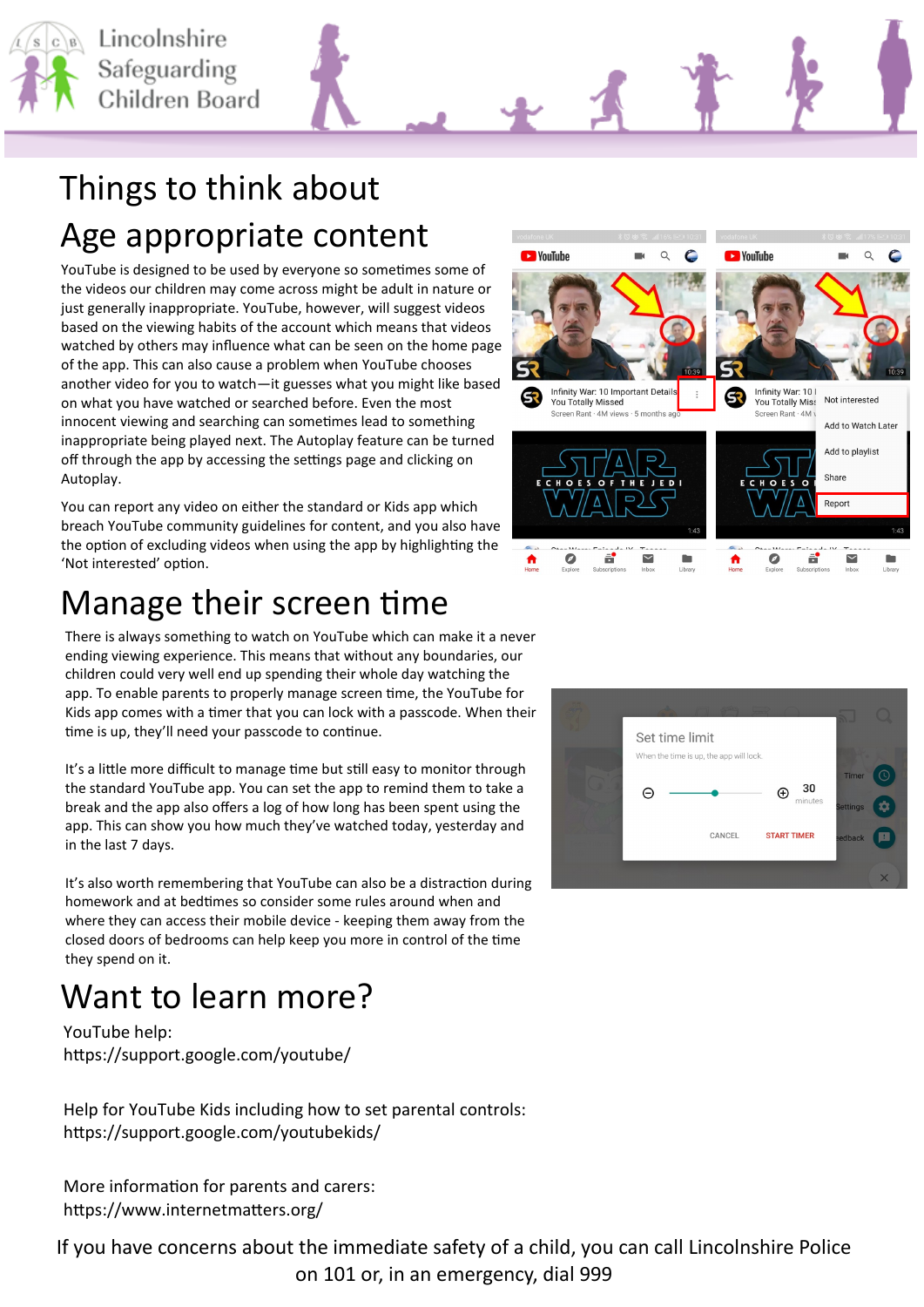# Things to think about

## Age appropriate content

YouTube is designed to be used by everyone so sometimes some of the videos our children may come across might be adult in nature or just generally inappropriate. YouTube, however, will suggest videos based on the viewing habits of the account which means that videos watched by others may influence what can be seen on the home page of the app. This can also cause a problem when YouTube chooses another video for you to watch—it guesses what you might like based on what you have watched or searched before. Even the most innocent viewing and searching can sometimes lead to something inappropriate being played next. The Autoplay feature can be turned off through the app by accessing the settings page and clicking on Autoplay.

You can report any video on either the standard or Kids app which breach YouTube community guidelines for content, and you also have the option of excluding videos when using the app by highlighting the 'Not interested' option.

## Manage their screen time

There is always something to watch on YouTube which can make it a never ending viewing experience. This means that without any boundaries, our children could very well end up spending their whole day watching the app. To enable parents to properly manage screen time, the YouTube for Kids app comes with a timer that you can lock with a passcode. When their time is up, they'll need your passcode to continue.

It's a little more difficult to manage time but still easy to monitor through the standard YouTube app. You can set the app to remind them to take a break and the app also offers a log of how long has been spent using the app. This can show you how much they've watched today, yesterday and in the last 7 days.

It's also worth remembering that YouTube can also be a distraction during homework and at bedtimes so consider some rules around when and where they can access their mobile device - keeping them away from the closed doors of bedrooms can help keep you more in control of the time they spend on it.

## Want to learn more?

YouTube help:
https://support.google.com/youtube/

Help for YouTube Kids including how to set parental controls:
https://support.google.com/youtubekids/

More information for parents and carers:
https://www.internetmatters.org/

If you have concerns about the immediate safety of a child, you can call Lincolnshire Police on 101 or, in an emergency, dial 999